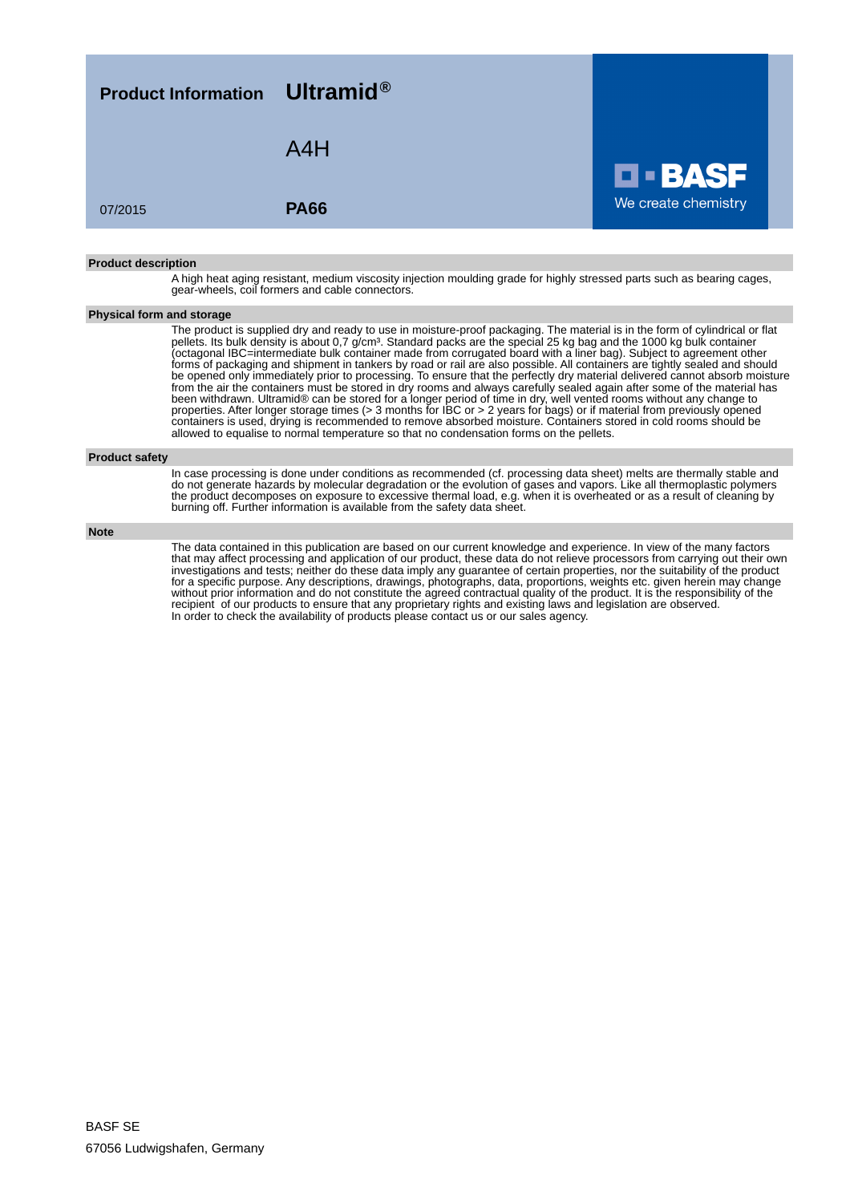# Product Information Ultramid®

## A4H

07/2015 **PA66**

**BASF**
We create chemistry

### Product description

A high heat aging resistant, medium viscosity injection moulding grade for highly stressed parts such as bearing cages, gear-wheels, coil formers and cable connectors.

### Physical form and storage

The product is supplied dry and ready to use in moisture-proof packaging. The material is in the form of cylindrical or flat pellets. Its bulk density is about 0,7 g/cm³. Standard packs are the special 25 kg bag and the 1000 kg bulk container (octagonal IBC=intermediate bulk container made from corrugated board with a liner bag). Subject to agreement other forms of packaging and shipment in tankers by road or rail are also possible. All containers are tightly sealed and should be opened only immediately prior to processing. To ensure that the perfectly dry material delivered cannot absorb moisture from the air the containers must be stored in dry rooms and always carefully sealed again after some of the material has been withdrawn. Ultramid® can be stored for a longer period of time in dry, well vented rooms without any change to properties. After longer storage times (> 3 months for IBC or > 2 years for bags) or if material from previously opened containers is used, drying is recommended to remove absorbed moisture. Containers stored in cold rooms should be allowed to equalise to normal temperature so that no condensation forms on the pellets.

### Product safety

In case processing is done under conditions as recommended (cf. processing data sheet) melts are thermally stable and do not generate hazards by molecular degradation or the evolution of gases and vapors. Like all thermoplastic polymers the product decomposes on exposure to excessive thermal load, e.g. when it is overheated or as a result of cleaning by burning off. Further information is available from the safety data sheet.

### Note

The data contained in this publication are based on our current knowledge and experience. In view of the many factors that may affect processing and application of our product, these data do not relieve processors from carrying out their own investigations and tests; neither do these data imply any guarantee of certain properties, nor the suitability of the product for a specific purpose. Any descriptions, drawings, photographs, data, proportions, weights etc. given herein may change without prior information and do not constitute the agreed contractual quality of the product. It is the responsibility of the recipient of our products to ensure that any proprietary rights and existing laws and legislation are observed.
In order to check the availability of products please contact us or our sales agency.

BASF SE
67056 Ludwigshafen, Germany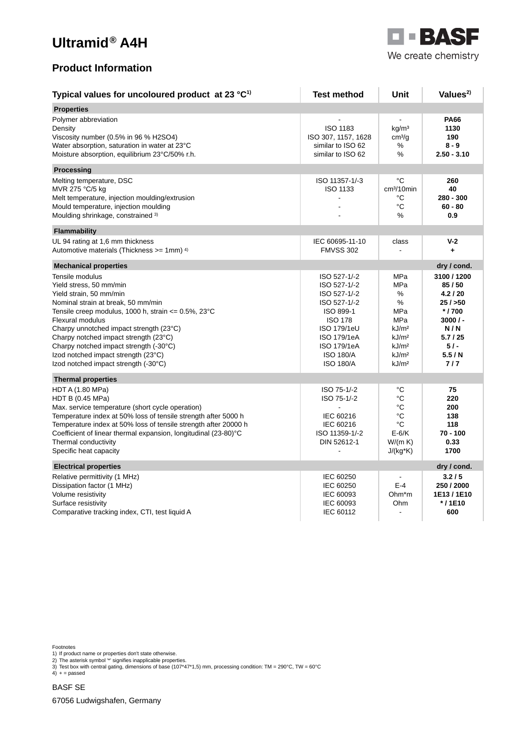# Ultramid® A4H

## Product Information

| Typical values for uncoloured product at 23 °C[1)] | Test method | Unit | Values[2)] |
|---|---|---|---|
| **Properties** | | | |
| Polymer abbreviation | - | - | **PA66** |
| Density | ISO 1183 | kg/m³ | **1130** |
| Viscosity number (0.5% in 96 % H2SO4) | ISO 307, 1157, 1628 | cm³/g | **190** |
| Water absorption, saturation in water at 23°C | similar to ISO 62 | % | **8 - 9** |
| Moisture absorption, equilibrium 23°C/50% r.h. | similar to ISO 62 | % | **2.50 - 3.10** |
| **Processing** | | | |
| Melting temperature, DSC | ISO 11357-1/-3 | °C | **260** |
| MVR 275 °C/5 kg | ISO 1133 | cm³/10min | **40** |
| Melt temperature, injection moulding/extrusion | - | °C | **280 - 300** |
| Mould temperature, injection moulding | - | °C | **60 - 80** |
| Moulding shrinkage, constrained [3)] | - | % | **0.9** |
| **Flammability** | | | |
| UL 94 rating at 1,6 mm thickness | IEC 60695-11-10 | class | **V-2** |
| Automotive materials (Thickness >= 1mm) [4)] | FMVSS 302 | - | **+** |
| **Mechanical properties** | | | **dry / cond.** |
| Tensile modulus | ISO 527-1/-2 | MPa | **3100 / 1200** |
| Yield stress, 50 mm/min | ISO 527-1/-2 | MPa | **85 / 50** |
| Yield strain, 50 mm/min | ISO 527-1/-2 | % | **4.2 / 20** |
| Nominal strain at break, 50 mm/min | ISO 527-1/-2 | % | **25 / >50** |
| Tensile creep modulus, 1000 h, strain <= 0.5%, 23°C | ISO 899-1 | MPa | **\* / 700** |
| Flexural modulus | ISO 178 | MPa | **3000 / -** |
| Charpy unnotched impact strength (23°C) | ISO 179/1eU | kJ/m² | **N / N** |
| Charpy notched impact strength (23°C) | ISO 179/1eA | kJ/m² | **5.7 / 25** |
| Charpy notched impact strength (-30°C) | ISO 179/1eA | kJ/m² | **5 / -** |
| Izod notched impact strength (23°C) | ISO 180/A | kJ/m² | **5.5 / N** |
| Izod notched impact strength (-30°C) | ISO 180/A | kJ/m² | **7 / 7** |
| **Thermal properties** | | | |
| HDT A (1.80 MPa) | ISO 75-1/-2 | °C | **75** |
| HDT B (0.45 MPa) | ISO 75-1/-2 | °C | **220** |
| Max. service temperature (short cycle operation) | - | °C | **200** |
| Temperature index at 50% loss of tensile strength after 5000 h | IEC 60216 | °C | **138** |
| Temperature index at 50% loss of tensile strength after 20000 h | IEC 60216 | °C | **118** |
| Coefficient of linear thermal expansion, longitudinal (23-80)°C | ISO 11359-1/-2 | E-6/K | **70 - 100** |
| Thermal conductivity | DIN 52612-1 | W/(m K) | **0.33** |
| Specific heat capacity | - | J/(kg*K) | **1700** |
| **Electrical properties** | | | **dry / cond.** |
| Relative permittivity (1 MHz) | IEC 60250 | - | **3.2 / 5** |
| Dissipation factor (1 MHz) | IEC 60250 | E-4 | **250 / 2000** |
| Volume resistivity | IEC 60093 | Ohm*m | **1E13 / 1E10** |
| Surface resistivity | IEC 60093 | Ohm | **\* / 1E10** |
| Comparative tracking index, CTI, test liquid A | IEC 60112 | - | **600** |

Footnotes
1) If product name or properties don't state otherwise.
2) The asterisk symbol '*' signifies inapplicable properties.
3) Test box with central gating, dimensions of base (107*47*1,5) mm, processing condition: TM = 290°C, TW = 60°C
4) + = passed

BASF SE

67056 Ludwigshafen, Germany